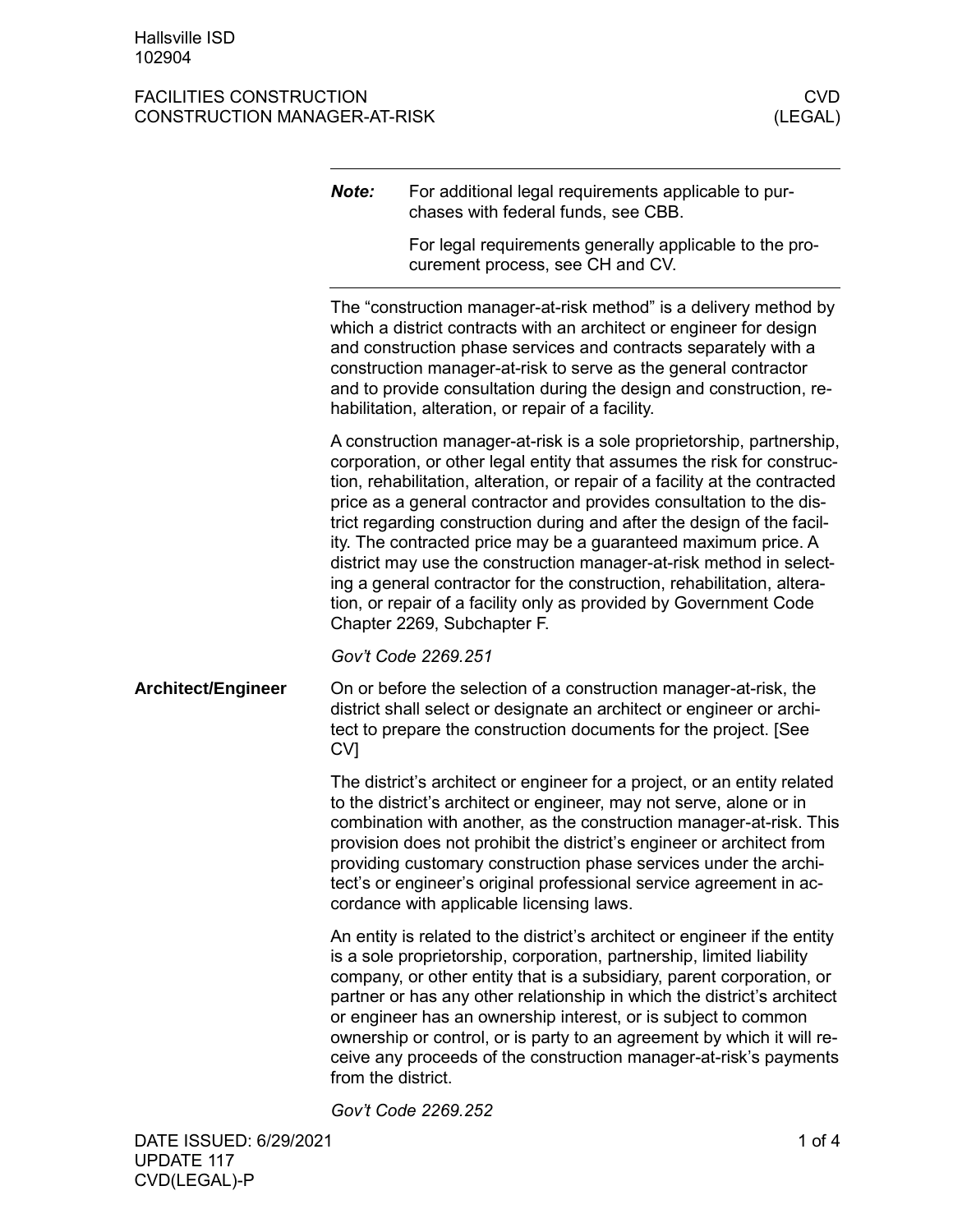# FACILITIES CONSTRUCTION
# CONSTRUCTION MANAGER-AT-RISK

**CVD (LEGAL)**

---

***Note:*** For additional legal requirements applicable to purchases with federal funds, see CBB.

For legal requirements generally applicable to the procurement process, see CH and CV.

---

The "construction manager-at-risk method" is a delivery method by which a district contracts with an architect or engineer for design and construction phase services and contracts separately with a construction manager-at-risk to serve as the general contractor and to provide consultation during the design and construction, rehabilitation, alteration, or repair of a facility.

A construction manager-at-risk is a sole proprietorship, partnership, corporation, or other legal entity that assumes the risk for construction, rehabilitation, alteration, or repair of a facility at the contracted price as a general contractor and provides consultation to the district regarding construction during and after the design of the facility. The contracted price may be a guaranteed maximum price. A district may use the construction manager-at-risk method in selecting a general contractor for the construction, rehabilitation, alteration, or repair of a facility only as provided by Government Code Chapter 2269, Subchapter F.

*Gov't Code 2269.251*

## Architect/Engineer

On or before the selection of a construction manager-at-risk, the district shall select or designate an architect or engineer or architect to prepare the construction documents for the project. [See CV]

The district's architect or engineer for a project, or an entity related to the district's architect or engineer, may not serve, alone or in combination with another, as the construction manager-at-risk. This provision does not prohibit the district's engineer or architect from providing customary construction phase services under the architect's or engineer's original professional service agreement in accordance with applicable licensing laws.

An entity is related to the district's architect or engineer if the entity is a sole proprietorship, corporation, partnership, limited liability company, or other entity that is a subsidiary, parent corporation, or partner or has any other relationship in which the district's architect or engineer has an ownership interest, or is subject to common ownership or control, or is party to an agreement by which it will receive any proceeds of the construction manager-at-risk's payments from the district.

*Gov't Code 2269.252*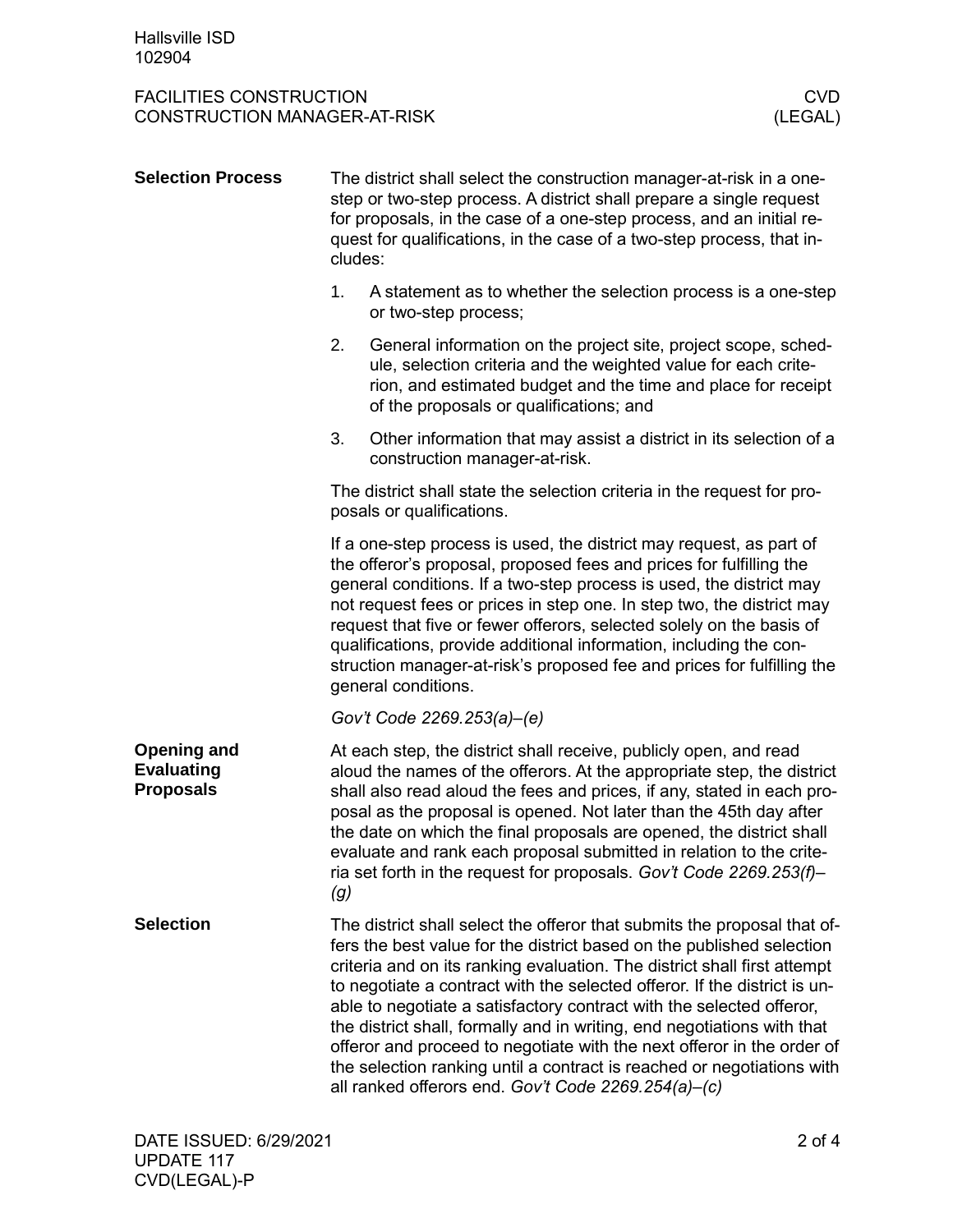## Selection Process

The district shall select the construction manager-at-risk in a one-step or two-step process. A district shall prepare a single request for proposals, in the case of a one-step process, and an initial request for qualifications, in the case of a two-step process, that includes:

1. A statement as to whether the selection process is a one-step or two-step process;
2. General information on the project site, project scope, schedule, selection criteria and the weighted value for each criterion, and estimated budget and the time and place for receipt of the proposals or qualifications; and
3. Other information that may assist a district in its selection of a construction manager-at-risk.

The district shall state the selection criteria in the request for proposals or qualifications.

If a one-step process is used, the district may request, as part of the offeror's proposal, proposed fees and prices for fulfilling the general conditions. If a two-step process is used, the district may not request fees or prices in step one. In step two, the district may request that five or fewer offerors, selected solely on the basis of qualifications, provide additional information, including the construction manager-at-risk's proposed fee and prices for fulfilling the general conditions.

*Gov't Code 2269.253(a)–(e)*

## Opening and Evaluating Proposals

At each step, the district shall receive, publicly open, and read aloud the names of the offerors. At the appropriate step, the district shall also read aloud the fees and prices, if any, stated in each proposal as the proposal is opened. Not later than the 45th day after the date on which the final proposals are opened, the district shall evaluate and rank each proposal submitted in relation to the criteria set forth in the request for proposals. *Gov't Code 2269.253(f)–(g)*

## Selection

The district shall select the offeror that submits the proposal that offers the best value for the district based on the published selection criteria and on its ranking evaluation. The district shall first attempt to negotiate a contract with the selected offeror. If the district is unable to negotiate a satisfactory contract with the selected offeror, the district shall, formally and in writing, end negotiations with that offeror and proceed to negotiate with the next offeror in the order of the selection ranking until a contract is reached or negotiations with all ranked offerors end. *Gov't Code 2269.254(a)–(c)*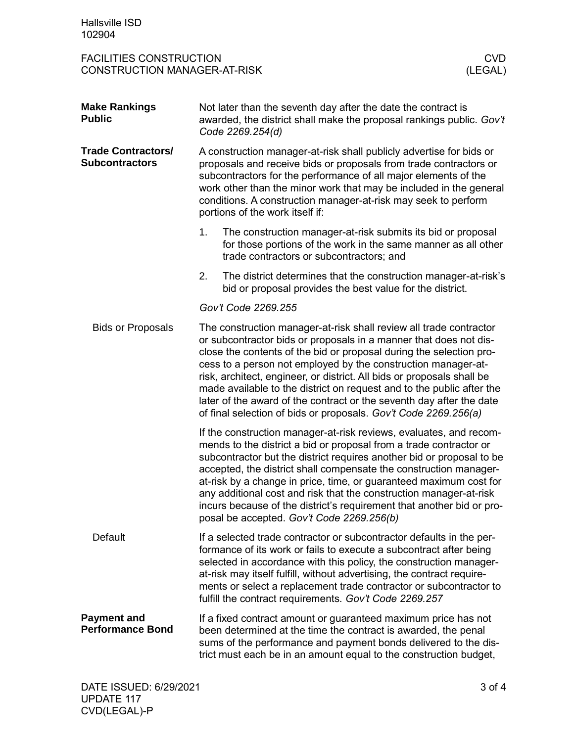## Make Rankings Public

Not later than the seventh day after the date the contract is awarded, the district shall make the proposal rankings public. *Gov't Code 2269.254(d)*

## Trade Contractors/ Subcontractors

A construction manager-at-risk shall publicly advertise for bids or proposals and receive bids or proposals from trade contractors or subcontractors for the performance of all major elements of the work other than the minor work that may be included in the general conditions. A construction manager-at-risk may seek to perform portions of the work itself if:

1. The construction manager-at-risk submits its bid or proposal for those portions of the work in the same manner as all other trade contractors or subcontractors; and
2. The district determines that the construction manager-at-risk's bid or proposal provides the best value for the district.

*Gov't Code 2269.255*

### Bids or Proposals

The construction manager-at-risk shall review all trade contractor or subcontractor bids or proposals in a manner that does not disclose the contents of the bid or proposal during the selection process to a person not employed by the construction manager-at-risk, architect, engineer, or district. All bids or proposals shall be made available to the district on request and to the public after the later of the award of the contract or the seventh day after the date of final selection of bids or proposals. *Gov't Code 2269.256(a)*

If the construction manager-at-risk reviews, evaluates, and recommends to the district a bid or proposal from a trade contractor or subcontractor but the district requires another bid or proposal to be accepted, the district shall compensate the construction manager-at-risk by a change in price, time, or guaranteed maximum cost for any additional cost and risk that the construction manager-at-risk incurs because of the district's requirement that another bid or proposal be accepted. *Gov't Code 2269.256(b)*

### Default

If a selected trade contractor or subcontractor defaults in the performance of its work or fails to execute a subcontract after being selected in accordance with this policy, the construction manager-at-risk may itself fulfill, without advertising, the contract requirements or select a replacement trade contractor or subcontractor to fulfill the contract requirements. *Gov't Code 2269.257*

## Payment and Performance Bond

If a fixed contract amount or guaranteed maximum price has not been determined at the time the contract is awarded, the penal sums of the performance and payment bonds delivered to the district must each be in an amount equal to the construction budget,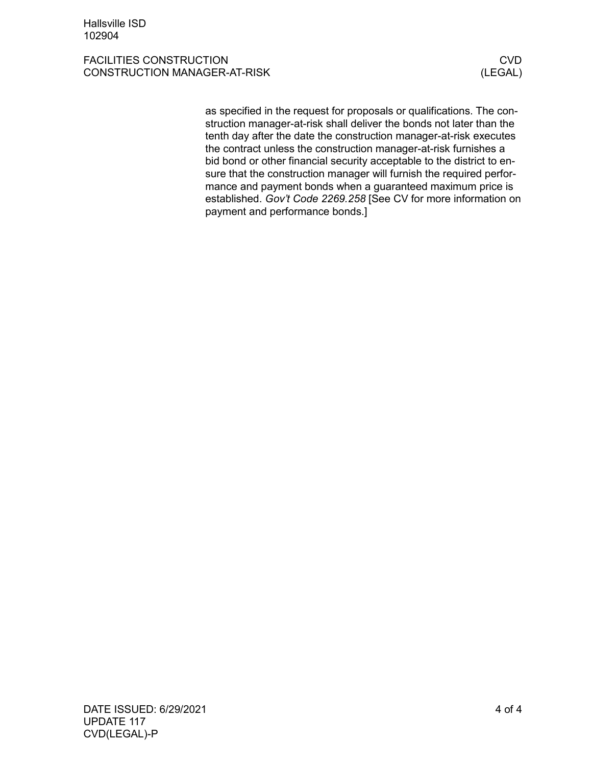as specified in the request for proposals or qualifications. The construction manager-at-risk shall deliver the bonds not later than the tenth day after the date the construction manager-at-risk executes the contract unless the construction manager-at-risk furnishes a bid bond or other financial security acceptable to the district to ensure that the construction manager will furnish the required performance and payment bonds when a guaranteed maximum price is established. *Gov't Code 2269.258* [See CV for more information on payment and performance bonds.]